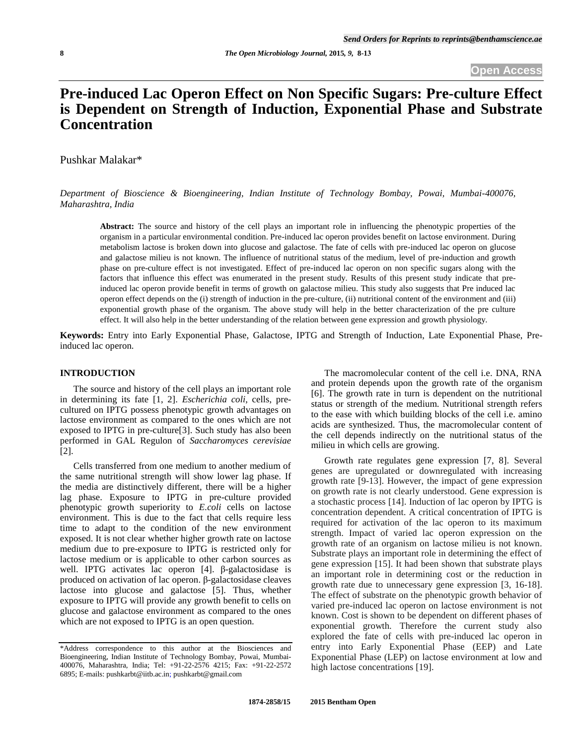# Pre-induced Lac Operon Effect on Non Specific Sugars: Pre-culture Effect is Dependent on Strength of Induction, Exponential Phase and Substrate Concentration

Pushkar Malakar*

*Department of Bioscience & Bioengineering, Indian Institute of Technology Bombay, Powai, Mumbai-400076, Maharashtra, India*

**Abstract:** The source and history of the cell plays an important role in influencing the phenotypic properties of the organism in a particular environmental condition. Pre-induced lac operon provides benefit on lactose environment. During metabolism lactose is broken down into glucose and galactose. The fate of cells with pre-induced lac operon on glucose and galactose milieu is not known. The influence of nutritional status of the medium, level of pre-induction and growth phase on pre-culture effect is not investigated. Effect of pre-induced lac operon on non specific sugars along with the factors that influence this effect was enumerated in the present study. Results of this present study indicate that pre-induced lac operon provide benefit in terms of growth on galactose milieu. This study also suggests that Pre induced lac operon effect depends on the (i) strength of induction in the pre-culture, (ii) nutritional content of the environment and (iii) exponential growth phase of the organism. The above study will help in the better characterization of the pre culture effect. It will also help in the better understanding of the relation between gene expression and growth physiology.

**Keywords:** Entry into Early Exponential Phase, Galactose, IPTG and Strength of Induction, Late Exponential Phase, Pre-induced lac operon.

## INTRODUCTION

The source and history of the cell plays an important role in determining its fate [1, 2]. *Escherichia coli*, cells, pre-cultured on IPTG possess phenotypic growth advantages on lactose environment as compared to the ones which are not exposed to IPTG in pre-culture[3]. Such study has also been performed in GAL Regulon of *Saccharomyces cerevisiae* [2].

Cells transferred from one medium to another medium of the same nutritional strength will show lower lag phase. If the media are distinctively different, there will be a higher lag phase. Exposure to IPTG in pre-culture provided phenotypic growth superiority to *E.coli* cells on lactose environment. This is due to the fact that cells require less time to adapt to the condition of the new environment exposed. It is not clear whether higher growth rate on lactose medium due to pre-exposure to IPTG is restricted only for lactose medium or is applicable to other carbon sources as well. IPTG activates lac operon [4]. β-galactosidase is produced on activation of lac operon. β-galactosidase cleaves lactose into glucose and galactose [5]. Thus, whether exposure to IPTG will provide any growth benefit to cells on glucose and galactose environment as compared to the ones which are not exposed to IPTG is an open question.

The macromolecular content of the cell i.e. DNA, RNA and protein depends upon the growth rate of the organism [6]. The growth rate in turn is dependent on the nutritional status or strength of the medium. Nutritional strength refers to the ease with which building blocks of the cell i.e. amino acids are synthesized. Thus, the macromolecular content of the cell depends indirectly on the nutritional status of the milieu in which cells are growing.

Growth rate regulates gene expression [7, 8]. Several genes are upregulated or downregulated with increasing growth rate [9-13]. However, the impact of gene expression on growth rate is not clearly understood. Gene expression is a stochastic process [14]. Induction of lac operon by IPTG is concentration dependent. A critical concentration of IPTG is required for activation of the lac operon to its maximum strength. Impact of varied lac operon expression on the growth rate of an organism on lactose milieu is not known. Substrate plays an important role in determining the effect of gene expression [15]. It had been shown that substrate plays an important role in determining cost or the reduction in growth rate due to unnecessary gene expression [3, 16-18]. The effect of substrate on the phenotypic growth behavior of varied pre-induced lac operon on lactose environment is not known. Cost is shown to be dependent on different phases of exponential growth. Therefore the current study also explored the fate of cells with pre-induced lac operon in entry into Early Exponential Phase (EEP) and Late Exponential Phase (LEP) on lactose environment at low and high lactose concentrations [19].

*Address correspondence to this author at the Biosciences and Bioengineering, Indian Institute of Technology Bombay, Powai, Mumbai-400076, Maharashtra, India; Tel: +91-22-2576 4215; Fax: +91-22-2572 6895; E-mails: pushkarbt@iitb.ac.in; pushkarbt@gmail.com

1874-2858/15 2015 Bentham Open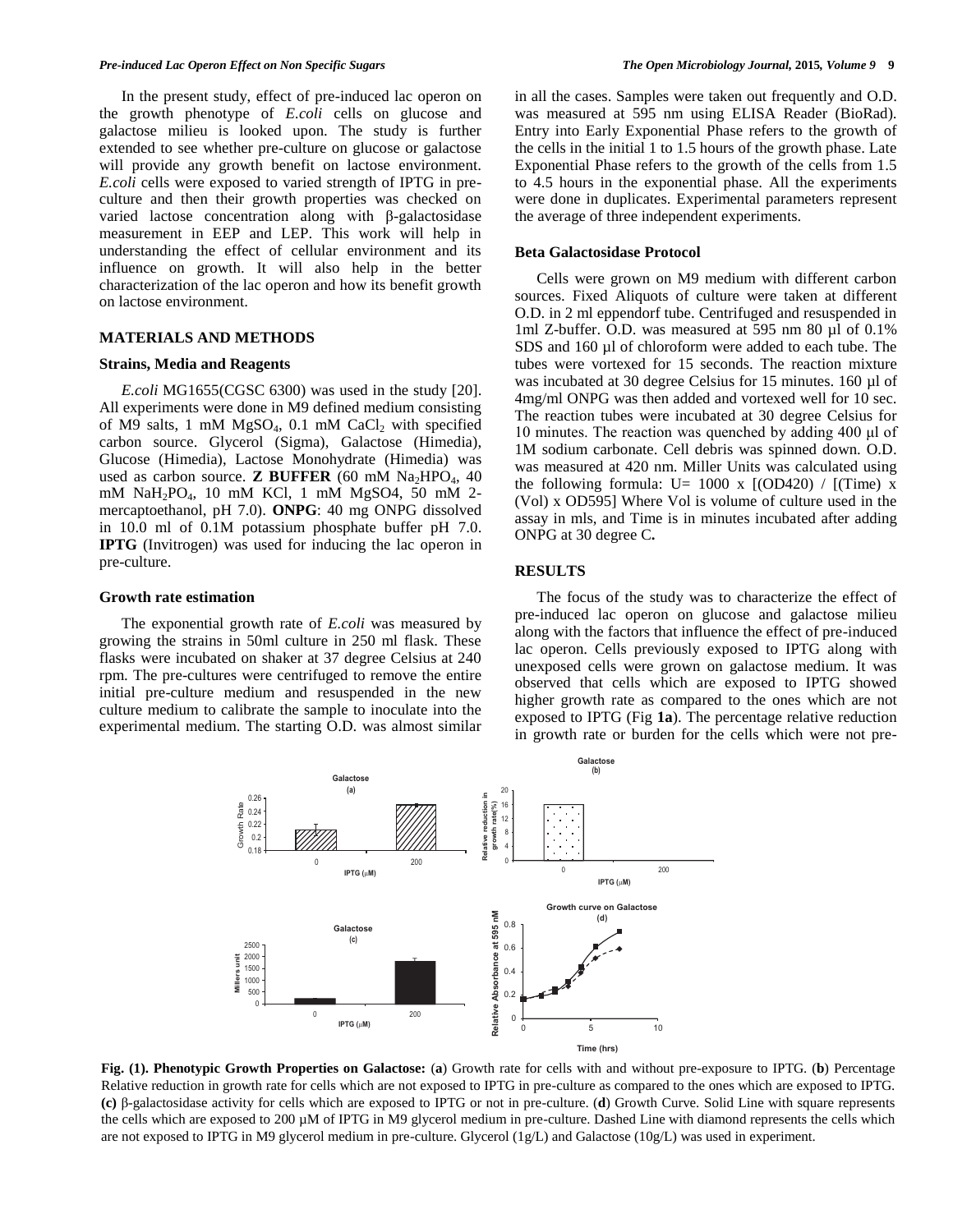In the present study, effect of pre-induced lac operon on the growth phenotype of *E.coli* cells on glucose and galactose milieu is looked upon. The study is further extended to see whether pre-culture on glucose or galactose will provide any growth benefit on lactose environment. *E.coli* cells were exposed to varied strength of IPTG in pre-culture and then their growth properties was checked on varied lactose concentration along with β-galactosidase measurement in EEP and LEP. This work will help in understanding the effect of cellular environment and its influence on growth. It will also help in the better characterization of the lac operon and how its benefit growth on lactose environment.

## MATERIALS AND METHODS

### Strains, Media and Reagents

*E.coli* MG1655(CGSC 6300) was used in the study [20]. All experiments were done in M9 defined medium consisting of M9 salts, 1 mM $MgSO_4$, 0.1 mM $CaCl_2$ with specified carbon source. Glycerol (Sigma), Galactose (Himedia), Glucose (Himedia), Lactose Monohydrate (Himedia) was used as carbon source. **Z BUFFER** (60 mM $Na_2HPO_4$, 40 mM $NaH_2PO_4$, 10 mM KCl, 1 mM MgSO4, 50 mM 2-mercaptoethanol, pH 7.0). **ONPG**: 40 mg ONPG dissolved in 10.0 ml of 0.1M potassium phosphate buffer pH 7.0. **IPTG** (Invitrogen) was used for inducing the lac operon in pre-culture.

### Growth rate estimation

The exponential growth rate of *E.coli* was measured by growing the strains in 50ml culture in 250 ml flask. These flasks were incubated on shaker at 37 degree Celsius at 240 rpm. The pre-cultures were centrifuged to remove the entire initial pre-culture medium and resuspended in the new culture medium to calibrate the sample to inoculate into the experimental medium. The starting O.D. was almost similar in all the cases. Samples were taken out frequently and O.D. was measured at 595 nm using ELISA Reader (BioRad). Entry into Early Exponential Phase refers to the growth of the cells in the initial 1 to 1.5 hours of the growth phase. Late Exponential Phase refers to the growth of the cells from 1.5 to 4.5 hours in the exponential phase. All the experiments were done in duplicates. Experimental parameters represent the average of three independent experiments.

### Beta Galactosidase Protocol

Cells were grown on M9 medium with different carbon sources. Fixed Aliquots of culture were taken at different O.D. in 2 ml eppendorf tube. Centrifuged and resuspended in 1ml Z-buffer. O.D. was measured at 595 nm 80 µl of 0.1% SDS and 160 µl of chloroform were added to each tube. The tubes were vortexed for 15 seconds. The reaction mixture was incubated at 30 degree Celsius for 15 minutes. 160 µl of 4mg/ml ONPG was then added and vortexed well for 10 sec. The reaction tubes were incubated at 30 degree Celsius for 10 minutes. The reaction was quenched by adding 400 µl of 1M sodium carbonate. Cell debris was spinned down. O.D. was measured at 420 nm. Miller Units was calculated using the following formula: U= 1000 x [(OD420) / [(Time) x (Vol) x OD595] Where Vol is volume of culture used in the assay in mls, and Time is in minutes incubated after adding ONPG at 30 degree C**.**

## RESULTS

The focus of the study was to characterize the effect of pre-induced lac operon on glucose and galactose milieu along with the factors that influence the effect of pre-induced lac operon. Cells previously exposed to IPTG along with unexposed cells were grown on galactose medium. It was observed that cells which are exposed to IPTG showed higher growth rate as compared to the ones which are not exposed to IPTG (Fig **1a**). The percentage relative reduction in growth rate or burden for the cells which were not pre-

**Fig. (1). Phenotypic Growth Properties on Galactose:** (**a**) Growth rate for cells with and without pre-exposure to IPTG. (**b**) Percentage Relative reduction in growth rate for cells which are not exposed to IPTG in pre-culture as compared to the ones which are exposed to IPTG. **(c)** β-galactosidase activity for cells which are exposed to IPTG or not in pre-culture. (**d**) Growth Curve. Solid Line with square represents the cells which are exposed to 200 µM of IPTG in M9 glycerol medium in pre-culture. Dashed Line with diamond represents the cells which are not exposed to IPTG in M9 glycerol medium in pre-culture. Glycerol (1g/L) and Galactose (10g/L) was used in experiment.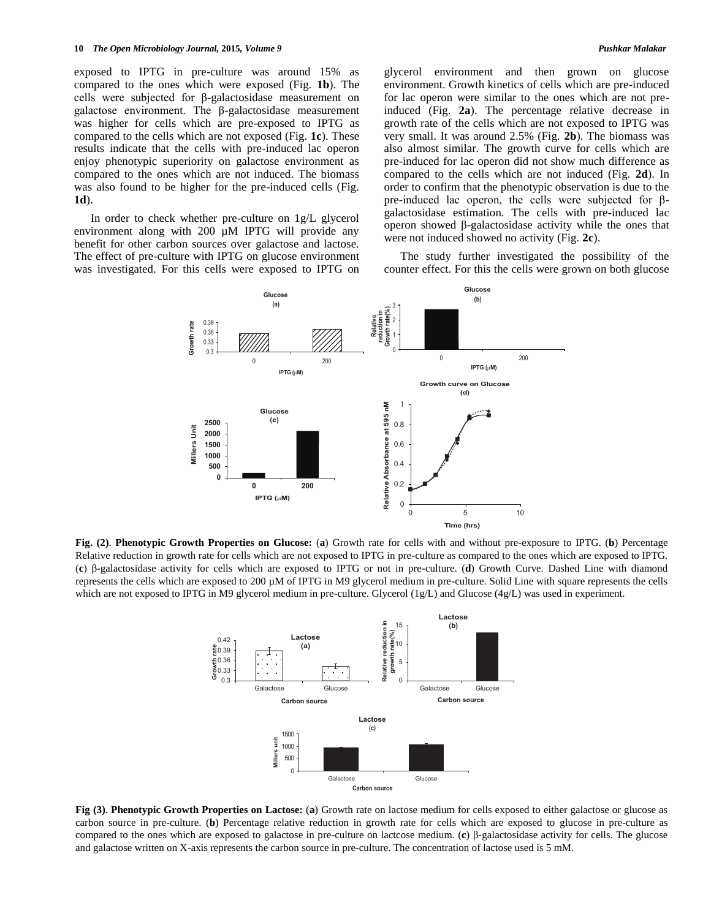exposed to IPTG in pre-culture was around 15% as compared to the ones which were exposed (Fig. **1b**). The cells were subjected for β-galactosidase measurement on galactose environment. The β-galactosidase measurement was higher for cells which are pre-exposed to IPTG as compared to the cells which are not exposed (Fig. **1c**). These results indicate that the cells with pre-induced lac operon enjoy phenotypic superiority on galactose environment as compared to the ones which are not induced. The biomass was also found to be higher for the pre-induced cells (Fig. **1d**).

In order to check whether pre-culture on 1g/L glycerol environment along with 200 µM IPTG will provide any benefit for other carbon sources over galactose and lactose. The effect of pre-culture with IPTG on glucose environment was investigated. For this cells were exposed to IPTG on glycerol environment and then grown on glucose environment. Growth kinetics of cells which are pre-induced for lac operon were similar to the ones which are not pre-induced (Fig. **2a**). The percentage relative decrease in growth rate of the cells which are not exposed to IPTG was very small. It was around 2.5% (Fig. **2b**). The biomass was also almost similar. The growth curve for cells which are pre-induced for lac operon did not show much difference as compared to the cells which are not induced (Fig. **2d**). In order to confirm that the phenotypic observation is due to the pre-induced lac operon, the cells were subjected for β-galactosidase estimation. The cells with pre-induced lac operon showed β-galactosidase activity while the ones that were not induced showed no activity (Fig. **2c**).

The study further investigated the possibility of the counter effect. For this the cells were grown on both glucose

**Fig. (2)**. **Phenotypic Growth Properties on Glucose:** (**a**) Growth rate for cells with and without pre-exposure to IPTG. (**b**) Percentage Relative reduction in growth rate for cells which are not exposed to IPTG in pre-culture as compared to the ones which are exposed to IPTG. (**c**) β-galactosidase activity for cells which are exposed to IPTG or not in pre-culture. (**d**) Growth Curve. Dashed Line with diamond represents the cells which are exposed to 200 µM of IPTG in M9 glycerol medium in pre-culture. Solid Line with square represents the cells which are not exposed to IPTG in M9 glycerol medium in pre-culture. Glycerol (1g/L) and Glucose (4g/L) was used in experiment.

**Fig (3)**. **Phenotypic Growth Properties on Lactose:** (**a**) Growth rate on lactose medium for cells exposed to either galactose or glucose as carbon source in pre-culture. (**b**) Percentage relative reduction in growth rate for cells which are exposed to glucose in pre-culture as compared to the ones which are exposed to galactose in pre-culture on lactcose medium. (**c**) β-galactosidase activity for cells. The glucose and galactose written on X-axis represents the carbon source in pre-culture. The concentration of lactose used is 5 mM.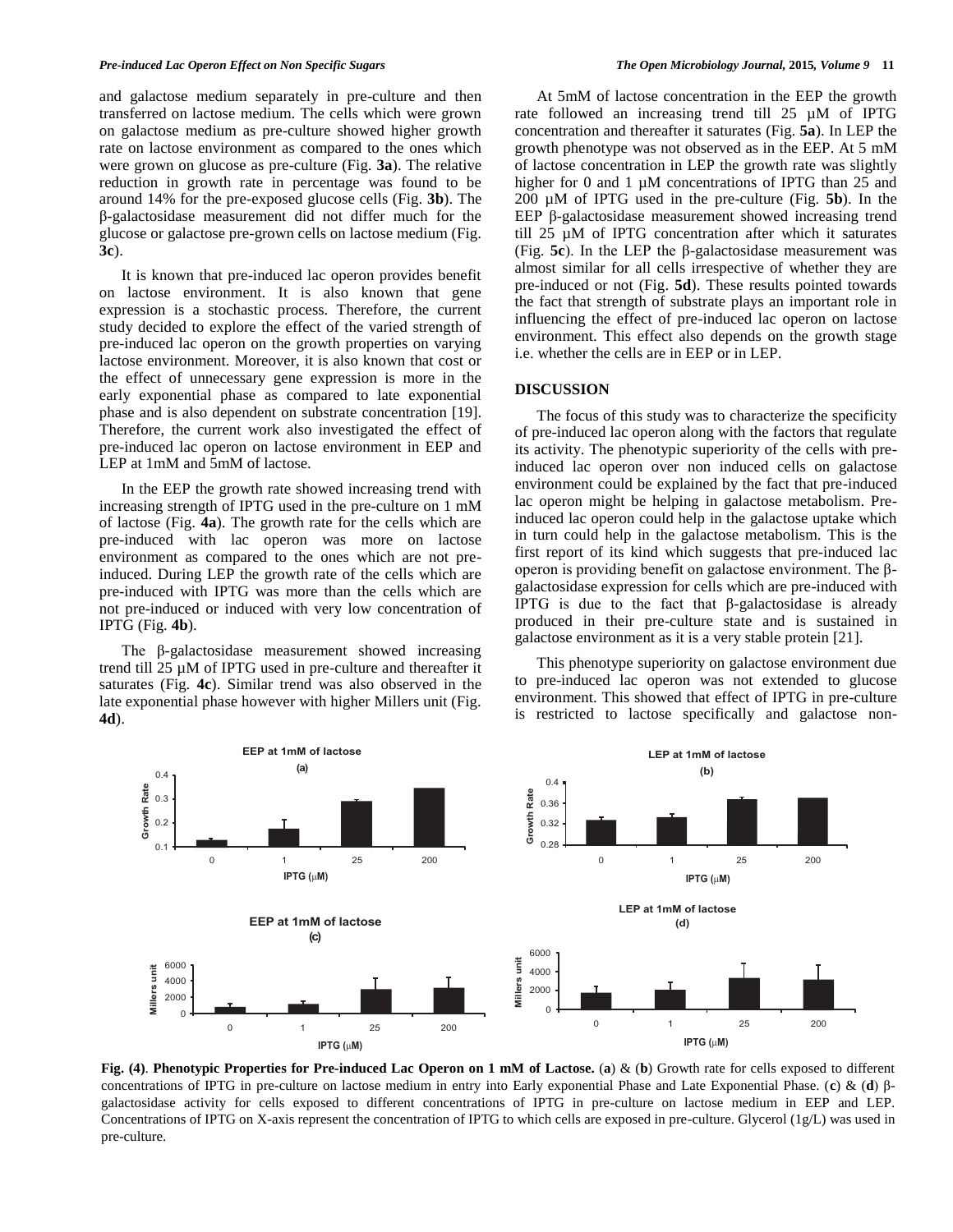and galactose medium separately in pre-culture and then transferred on lactose medium. The cells which were grown on galactose medium as pre-culture showed higher growth rate on lactose environment as compared to the ones which were grown on glucose as pre-culture (Fig. **3a**). The relative reduction in growth rate in percentage was found to be around 14% for the pre-exposed glucose cells (Fig. **3b**). The β-galactosidase measurement did not differ much for the glucose or galactose pre-grown cells on lactose medium (Fig. **3c**).

It is known that pre-induced lac operon provides benefit on lactose environment. It is also known that gene expression is a stochastic process. Therefore, the current study decided to explore the effect of the varied strength of pre-induced lac operon on the growth properties on varying lactose environment. Moreover, it is also known that cost or the effect of unnecessary gene expression is more in the early exponential phase as compared to late exponential phase and is also dependent on substrate concentration [19]. Therefore, the current work also investigated the effect of pre-induced lac operon on lactose environment in EEP and LEP at 1mM and 5mM of lactose.

In the EEP the growth rate showed increasing trend with increasing strength of IPTG used in the pre-culture on 1 mM of lactose (Fig. **4a**). The growth rate for the cells which are pre-induced with lac operon was more on lactose environment as compared to the ones which are not pre-induced. During LEP the growth rate of the cells which are pre-induced with IPTG was more than the cells which are not pre-induced or induced with very low concentration of IPTG (Fig. **4b**).

The β-galactosidase measurement showed increasing trend till 25 µM of IPTG used in pre-culture and thereafter it saturates (Fig. **4c**). Similar trend was also observed in the late exponential phase however with higher Millers unit (Fig. **4d**).

At 5mM of lactose concentration in the EEP the growth rate followed an increasing trend till 25 µM of IPTG concentration and thereafter it saturates (Fig. **5a**). In LEP the growth phenotype was not observed as in the EEP. At 5 mM of lactose concentration in LEP the growth rate was slightly higher for 0 and 1 µM concentrations of IPTG than 25 and 200 µM of IPTG used in the pre-culture (Fig. **5b**). In the EEP β-galactosidase measurement showed increasing trend till 25 µM of IPTG concentration after which it saturates (Fig. **5c**). In the LEP the β-galactosidase measurement was almost similar for all cells irrespective of whether they are pre-induced or not (Fig. **5d**). These results pointed towards the fact that strength of substrate plays an important role in influencing the effect of pre-induced lac operon on lactose environment. This effect also depends on the growth stage i.e. whether the cells are in EEP or in LEP.

## DISCUSSION

The focus of this study was to characterize the specificity of pre-induced lac operon along with the factors that regulate its activity. The phenotypic superiority of the cells with pre-induced lac operon over non induced cells on galactose environment could be explained by the fact that pre-induced lac operon might be helping in galactose metabolism. Pre-induced lac operon could help in the galactose uptake which in turn could help in the galactose metabolism. This is the first report of its kind which suggests that pre-induced lac operon is providing benefit on galactose environment. The β-galactosidase expression for cells which are pre-induced with IPTG is due to the fact that β-galactosidase is already produced in their pre-culture state and is sustained in galactose environment as it is a very stable protein [21].

This phenotype superiority on galactose environment due to pre-induced lac operon was not extended to glucose environment. This showed that effect of IPTG in pre-culture is restricted to lactose specifically and galactose non-

**Fig. (4)**. **Phenotypic Properties for Pre-induced Lac Operon on 1 mM of Lactose.** (**a**) & (**b**) Growth rate for cells exposed to different concentrations of IPTG in pre-culture on lactose medium in entry into Early exponential Phase and Late Exponential Phase. (**c**) & (**d**) β-galactosidase activity for cells exposed to different concentrations of IPTG in pre-culture on lactose medium in EEP and LEP. Concentrations of IPTG on X-axis represent the concentration of IPTG to which cells are exposed in pre-culture. Glycerol (1g/L) was used in pre-culture.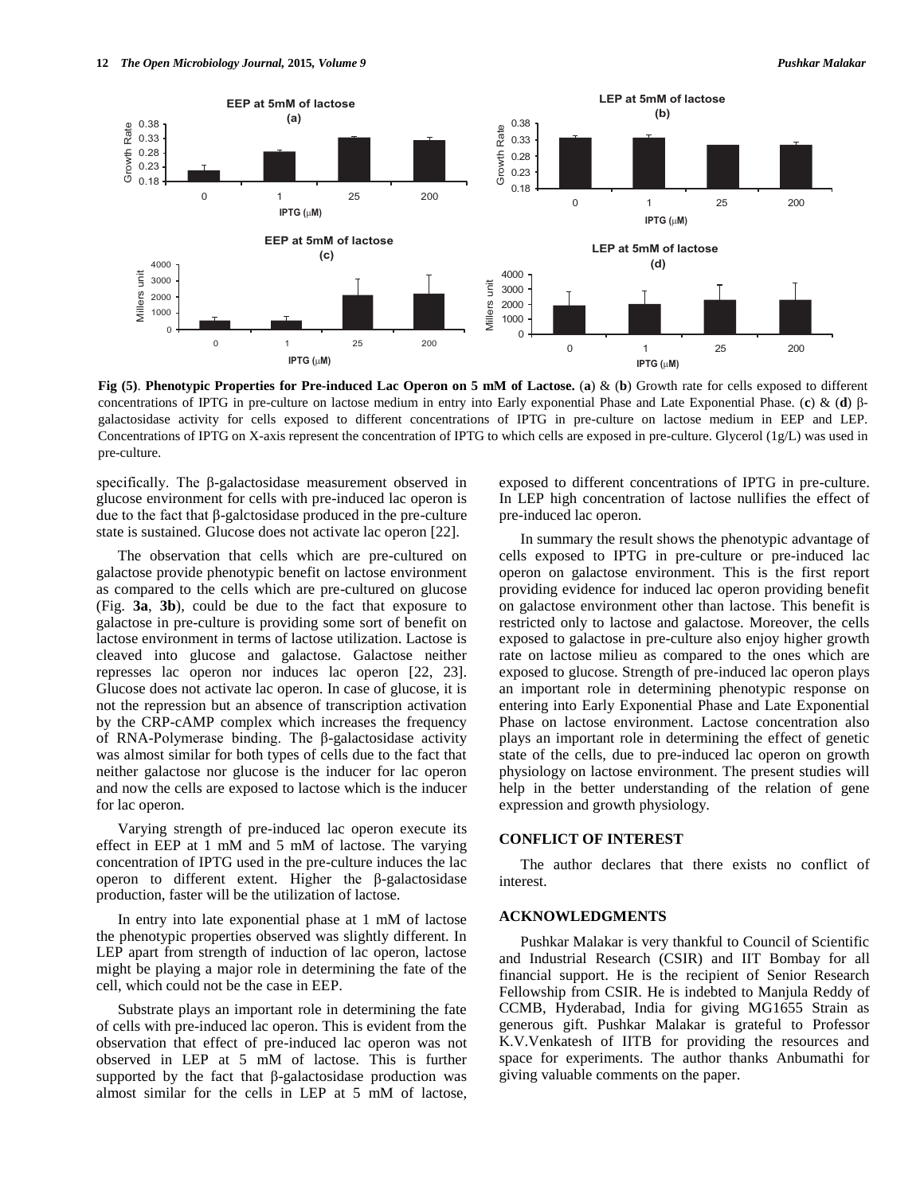**Fig (5)**. **Phenotypic Properties for Pre-induced Lac Operon on 5 mM of Lactose.** (**a**) & (**b**) Growth rate for cells exposed to different concentrations of IPTG in pre-culture on lactose medium in entry into Early exponential Phase and Late Exponential Phase. (**c**) & (**d**) β-galactosidase activity for cells exposed to different concentrations of IPTG in pre-culture on lactose medium in EEP and LEP. Concentrations of IPTG on X-axis represent the concentration of IPTG to which cells are exposed in pre-culture. Glycerol (1g/L) was used in pre-culture.

specifically. The β-galactosidase measurement observed in glucose environment for cells with pre-induced lac operon is due to the fact that β-galctosidase produced in the pre-culture state is sustained. Glucose does not activate lac operon [22].

The observation that cells which are pre-cultured on galactose provide phenotypic benefit on lactose environment as compared to the cells which are pre-cultured on glucose (Fig. **3a**, **3b**), could be due to the fact that exposure to galactose in pre-culture is providing some sort of benefit on lactose environment in terms of lactose utilization. Lactose is cleaved into glucose and galactose. Galactose neither represses lac operon nor induces lac operon [22, 23]. Glucose does not activate lac operon. In case of glucose, it is not the repression but an absence of transcription activation by the CRP-cAMP complex which increases the frequency of RNA-Polymerase binding. The β-galactosidase activity was almost similar for both types of cells due to the fact that neither galactose nor glucose is the inducer for lac operon and now the cells are exposed to lactose which is the inducer for lac operon.

Varying strength of pre-induced lac operon execute its effect in EEP at 1 mM and 5 mM of lactose. The varying concentration of IPTG used in the pre-culture induces the lac operon to different extent. Higher the β-galactosidase production, faster will be the utilization of lactose.

In entry into late exponential phase at 1 mM of lactose the phenotypic properties observed was slightly different. In LEP apart from strength of induction of lac operon, lactose might be playing a major role in determining the fate of the cell, which could not be the case in EEP.

Substrate plays an important role in determining the fate of cells with pre-induced lac operon. This is evident from the observation that effect of pre-induced lac operon was not observed in LEP at 5 mM of lactose. This is further supported by the fact that β-galactosidase production was almost similar for the cells in LEP at 5 mM of lactose, exposed to different concentrations of IPTG in pre-culture. In LEP high concentration of lactose nullifies the effect of pre-induced lac operon.

In summary the result shows the phenotypic advantage of cells exposed to IPTG in pre-culture or pre-induced lac operon on galactose environment. This is the first report providing evidence for induced lac operon providing benefit on galactose environment other than lactose. This benefit is restricted only to lactose and galactose. Moreover, the cells exposed to galactose in pre-culture also enjoy higher growth rate on lactose milieu as compared to the ones which are exposed to glucose. Strength of pre-induced lac operon plays an important role in determining phenotypic response on entering into Early Exponential Phase and Late Exponential Phase on lactose environment. Lactose concentration also plays an important role in determining the effect of genetic state of the cells, due to pre-induced lac operon on growth physiology on lactose environment. The present studies will help in the better understanding of the relation of gene expression and growth physiology.

## CONFLICT OF INTEREST

The author declares that there exists no conflict of interest.

## ACKNOWLEDGMENTS

Pushkar Malakar is very thankful to Council of Scientific and Industrial Research (CSIR) and IIT Bombay for all financial support. He is the recipient of Senior Research Fellowship from CSIR. He is indebted to Manjula Reddy of CCMB, Hyderabad, India for giving MG1655 Strain as generous gift. Pushkar Malakar is grateful to Professor K.V.Venkatesh of IITB for providing the resources and space for experiments. The author thanks Anbumathi for giving valuable comments on the paper.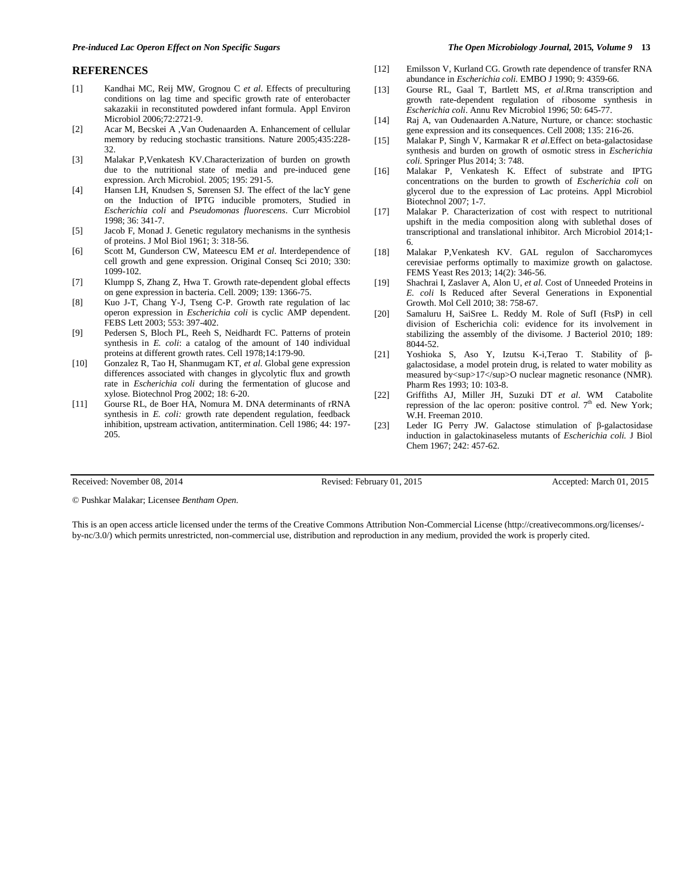## REFERENCES

[1] Kandhai MC, Reij MW, Grognou C *et al*. Effects of preculturing conditions on lag time and specific growth rate of enterobacter sakazakii in reconstituted powdered infant formula. Appl Environ Microbiol 2006;72:2721-9.

[2] Acar M, Becskei A ,Van Oudenaarden A. Enhancement of cellular memory by reducing stochastic transitions. Nature 2005;435:228-32.

[3] Malakar P,Venkatesh KV.Characterization of burden on growth due to the nutritional state of media and pre-induced gene expression. Arch Microbiol. 2005; 195: 291-5.

[4] Hansen LH, Knudsen S, Sørensen SJ. The effect of the lacY gene on the Induction of IPTG inducible promoters, Studied in *Escherichia coli* and *Pseudomonas fluorescens*. Curr Microbiol 1998; 36: 341-7.

[5] Jacob F, Monad J. Genetic regulatory mechanisms in the synthesis of proteins. J Mol Biol 1961; 3: 318-56.

[6] Scott M, Gunderson CW, Mateescu EM *et al*. Interdependence of cell growth and gene expression. Original Conseq Sci 2010; 330: 1099-102.

[7] Klumpp S, Zhang Z, Hwa T. Growth rate-dependent global effects on gene expression in bacteria. Cell. 2009; 139: 1366-75.

[8] Kuo J-T, Chang Y-J, Tseng C-P. Growth rate regulation of lac operon expression in *Escherichia coli* is cyclic AMP dependent. FEBS Lett 2003; 553: 397-402.

[9] Pedersen S, Bloch PL, Reeh S, Neidhardt FC. Patterns of protein synthesis in *E. coli*: a catalog of the amount of 140 individual proteins at different growth rates. Cell 1978;14:179-90.

[10] Gonzalez R, Tao H, Shanmugam KT, *et al*. Global gene expression differences associated with changes in glycolytic flux and growth rate in *Escherichia coli* during the fermentation of glucose and xylose. Biotechnol Prog 2002; 18: 6-20.

[11] Gourse RL, de Boer HA, Nomura M. DNA determinants of rRNA synthesis in *E. coli:* growth rate dependent regulation, feedback inhibition, upstream activation, antitermination. Cell 1986; 44: 197-205.

[12] Emilsson V, Kurland CG. Growth rate dependence of transfer RNA abundance in *Escherichia coli.* EMBO J 1990; 9: 4359-66.

[13] Gourse RL, Gaal T, Bartlett MS, *et al*.Rrna transcription and growth rate-dependent regulation of ribosome synthesis in *Escherichia coli*. Annu Rev Microbiol 1996; 50: 645-77.

[14] Raj A, van Oudenaarden A.Nature, Nurture, or chance: stochastic gene expression and its consequences. Cell 2008; 135: 216-26.

[15] Malakar P, Singh V, Karmakar R *et al*.Effect on beta-galactosidase synthesis and burden on growth of osmotic stress in *Escherichia coli.* Springer Plus 2014; 3: 748.

[16] Malakar P, Venkatesh K. Effect of substrate and IPTG concentrations on the burden to growth of *Escherichia coli* on glycerol due to the expression of Lac proteins. Appl Microbiol Biotechnol 2007; 1-7.

[17] Malakar P. Characterization of cost with respect to nutritional upshift in the media composition along with sublethal doses of transcriptional and translational inhibitor. Arch Microbiol 2014;1-6.

[18] Malakar P,Venkatesh KV. GAL regulon of Saccharomyces cerevisiae performs optimally to maximize growth on galactose. FEMS Yeast Res 2013; 14(2): 346-56.

[19] Shachrai I, Zaslaver A, Alon U, *et al*. Cost of Unneeded Proteins in *E. coli* Is Reduced after Several Generations in Exponential Growth. Mol Cell 2010; 38: 758-67.

[20] Samaluru H, SaiSree L. Reddy M. Role of SufI (FtsP) in cell division of Escherichia coli: evidence for its involvement in stabilizing the assembly of the divisome. J Bacteriol 2010; 189: 8044-52.

[21] Yoshioka S, Aso Y, Izutsu K-i,Terao T. Stability of β-galactosidase, a model protein drug, is related to water mobility as measured by<sup>17</sup>O nuclear magnetic resonance (NMR). Pharm Res 1993; 10: 103-8.

[22] Griffiths AJ, Miller JH, Suzuki DT *et al*. WM Catabolite repression of the lac operon: positive control. $7^{th}$ ed. New York; W.H. Freeman 2010.

[23] Leder IG Perry JW. Galactose stimulation of β-galactosidase induction in galactokinaseless mutants of *Escherichia coli.* J Biol Chem 1967; 242: 457-62.

Received: November 08, 2014 Revised: February 01, 2015 Accepted: March 01, 2015

© Pushkar Malakar; Licensee *Bentham Open.*

This is an open access article licensed under the terms of the Creative Commons Attribution Non-Commercial License (http://creativecommons.org/licenses/-by-nc/3.0/) which permits unrestricted, non-commercial use, distribution and reproduction in any medium, provided the work is properly cited.